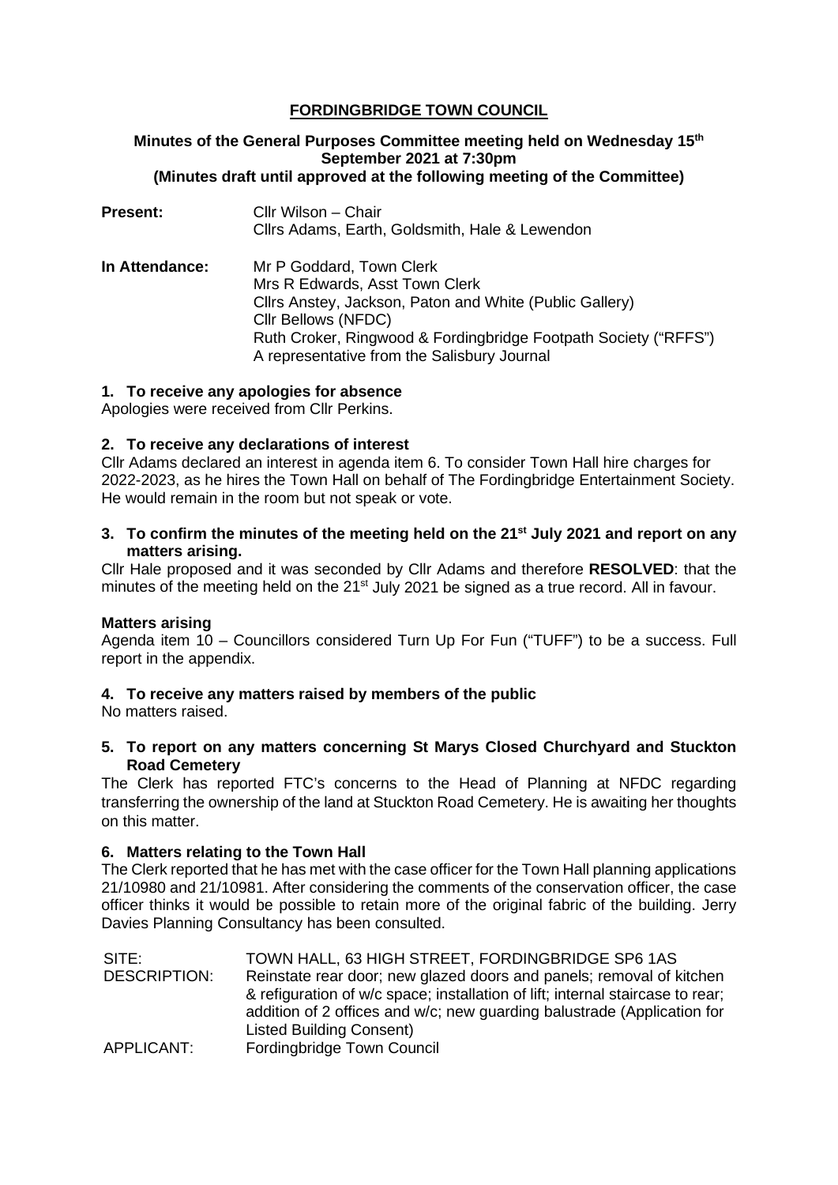# FORDINGBRIDGE TOWN COUNCIL

**Minutes of the General Purposes Committee meeting held on Wednesday 15th September 2021 at 7:30pm**
**(Minutes draft until approved at the following meeting of the Committee)**

| | |
|---|---|
| **Present:** | Cllr Wilson – Chair<br>Cllrs Adams, Earth, Goldsmith, Hale & Lewendon |
| **In Attendance:** | Mr P Goddard, Town Clerk<br>Mrs R Edwards, Asst Town Clerk<br>Cllrs Anstey, Jackson, Paton and White (Public Gallery)<br>Cllr Bellows (NFDC)<br>Ruth Croker, Ringwood & Fordingbridge Footpath Society ("RFFS")<br>A representative from the Salisbury Journal |

## 1. To receive any apologies for absence

Apologies were received from Cllr Perkins.

## 2. To receive any declarations of interest

Cllr Adams declared an interest in agenda item 6. To consider Town Hall hire charges for 2022-2023, as he hires the Town Hall on behalf of The Fordingbridge Entertainment Society. He would remain in the room but not speak or vote.

## 3. To confirm the minutes of the meeting held on the 21st July 2021 and report on any matters arising.

Cllr Hale proposed and it was seconded by Cllr Adams and therefore **RESOLVED**: that the minutes of the meeting held on the 21st July 2021 be signed as a true record. All in favour.

**Matters arising**

Agenda item 10 – Councillors considered Turn Up For Fun ("TUFF") to be a success. Full report in the appendix.

## 4. To receive any matters raised by members of the public

No matters raised.

## 5. To report on any matters concerning St Marys Closed Churchyard and Stuckton Road Cemetery

The Clerk has reported FTC's concerns to the Head of Planning at NFDC regarding transferring the ownership of the land at Stuckton Road Cemetery. He is awaiting her thoughts on this matter.

## 6. Matters relating to the Town Hall

The Clerk reported that he has met with the case officer for the Town Hall planning applications 21/10980 and 21/10981. After considering the comments of the conservation officer, the case officer thinks it would be possible to retain more of the original fabric of the building. Jerry Davies Planning Consultancy has been consulted.

| | |
|---|---|
| SITE: | TOWN HALL, 63 HIGH STREET, FORDINGBRIDGE SP6 1AS |
| DESCRIPTION: | Reinstate rear door; new glazed doors and panels; removal of kitchen & refiguration of w/c space; installation of lift; internal staircase to rear; addition of 2 offices and w/c; new guarding balustrade (Application for Listed Building Consent) |
| APPLICANT: | Fordingbridge Town Council |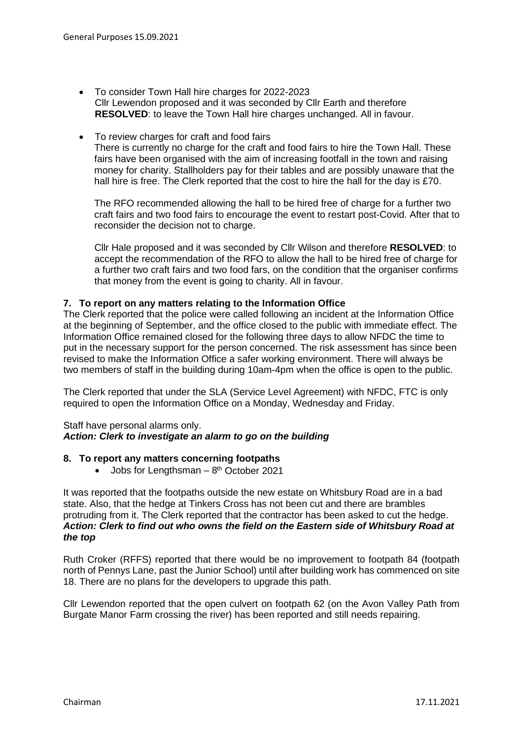- To consider Town Hall hire charges for 2022-2023
  Cllr Lewendon proposed and it was seconded by Cllr Earth and therefore **RESOLVED**: to leave the Town Hall hire charges unchanged. All in favour.

- To review charges for craft and food fairs
  There is currently no charge for the craft and food fairs to hire the Town Hall. These fairs have been organised with the aim of increasing footfall in the town and raising money for charity. Stallholders pay for their tables and are possibly unaware that the hall hire is free. The Clerk reported that the cost to hire the hall for the day is £70.

  The RFO recommended allowing the hall to be hired free of charge for a further two craft fairs and two food fairs to encourage the event to restart post-Covid. After that to reconsider the decision not to charge.

  Cllr Hale proposed and it was seconded by Cllr Wilson and therefore **RESOLVED**: to accept the recommendation of the RFO to allow the hall to be hired free of charge for a further two craft fairs and two food fars, on the condition that the organiser confirms that money from the event is going to charity. All in favour.

**7. To report on any matters relating to the Information Office**

The Clerk reported that the police were called following an incident at the Information Office at the beginning of September, and the office closed to the public with immediate effect. The Information Office remained closed for the following three days to allow NFDC the time to put in the necessary support for the person concerned. The risk assessment has since been revised to make the Information Office a safer working environment. There will always be two members of staff in the building during 10am-4pm when the office is open to the public.

The Clerk reported that under the SLA (Service Level Agreement) with NFDC, FTC is only required to open the Information Office on a Monday, Wednesday and Friday.

Staff have personal alarms only.
***Action: Clerk to investigate an alarm to go on the building***

**8. To report any matters concerning footpaths**

- Jobs for Lengthsman – 8th October 2021

It was reported that the footpaths outside the new estate on Whitsbury Road are in a bad state. Also, that the hedge at Tinkers Cross has not been cut and there are brambles protruding from it. The Clerk reported that the contractor has been asked to cut the hedge.
***Action: Clerk to find out who owns the field on the Eastern side of Whitsbury Road at the top***

Ruth Croker (RFFS) reported that there would be no improvement to footpath 84 (footpath north of Pennys Lane, past the Junior School) until after building work has commenced on site 18. There are no plans for the developers to upgrade this path.

Cllr Lewendon reported that the open culvert on footpath 62 (on the Avon Valley Path from Burgate Manor Farm crossing the river) has been reported and still needs repairing.

Chairman 17.11.2021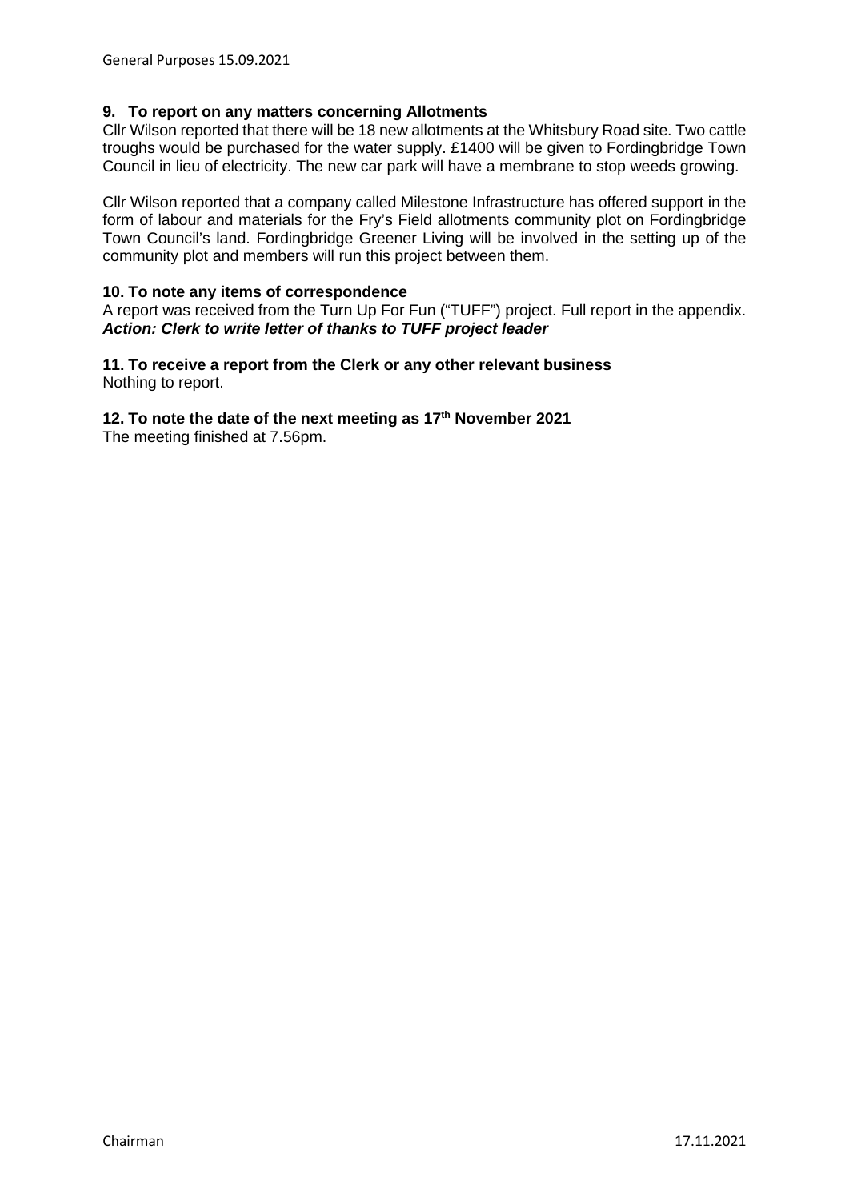### 9. To report on any matters concerning Allotments

Cllr Wilson reported that there will be 18 new allotments at the Whitsbury Road site. Two cattle troughs would be purchased for the water supply. £1400 will be given to Fordingbridge Town Council in lieu of electricity. The new car park will have a membrane to stop weeds growing.

Cllr Wilson reported that a company called Milestone Infrastructure has offered support in the form of labour and materials for the Fry's Field allotments community plot on Fordingbridge Town Council's land. Fordingbridge Greener Living will be involved in the setting up of the community plot and members will run this project between them.

### 10. To note any items of correspondence

A report was received from the Turn Up For Fun ("TUFF") project. Full report in the appendix.
***Action: Clerk to write letter of thanks to TUFF project leader***

### 11. To receive a report from the Clerk or any other relevant business

Nothing to report.

### 12. To note the date of the next meeting as 17th November 2021

The meeting finished at 7.56pm.

Chairman 17.11.2021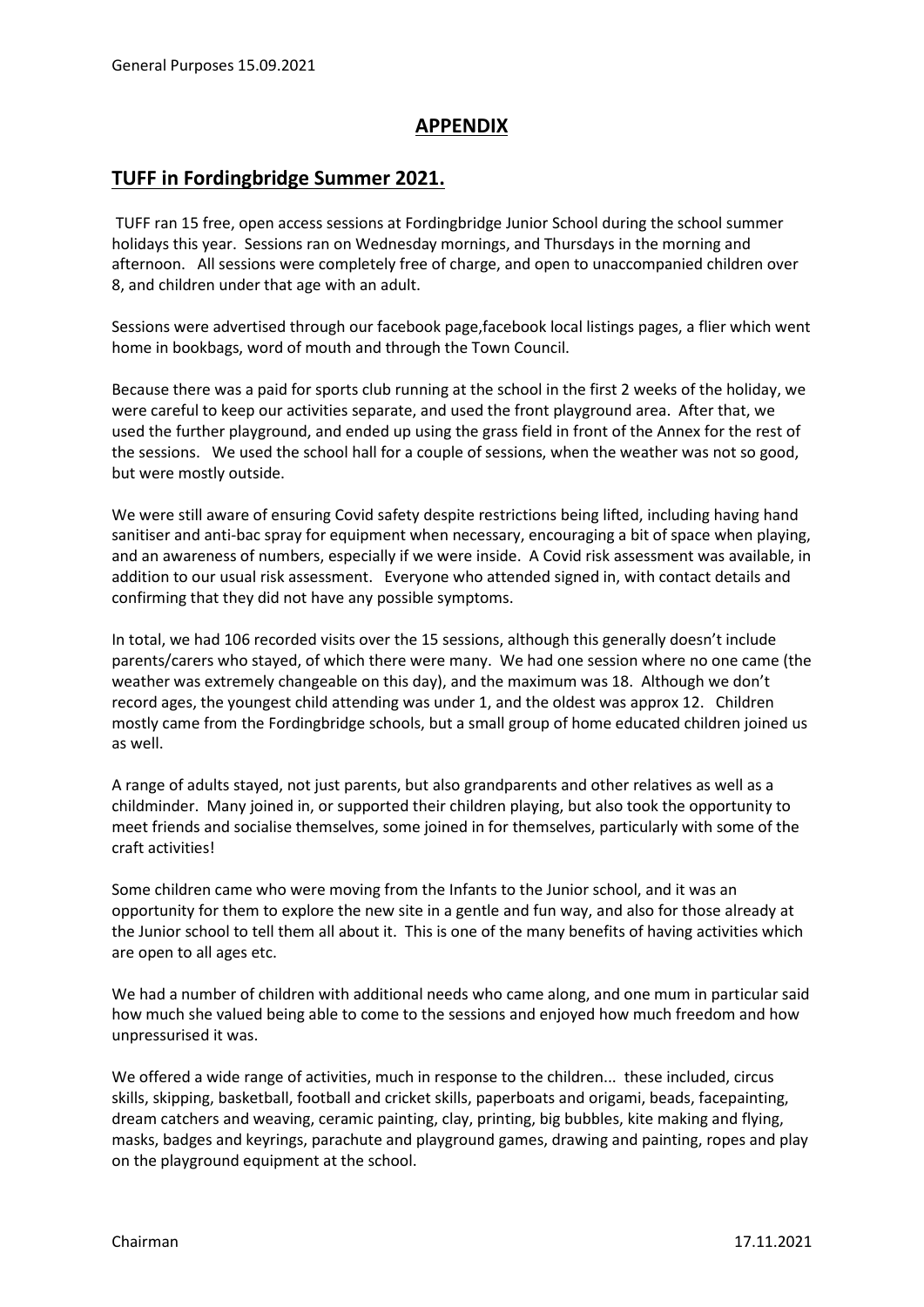## APPENDIX

## TUFF in Fordingbridge Summer 2021.

TUFF ran 15 free, open access sessions at Fordingbridge Junior School during the school summer holidays this year. Sessions ran on Wednesday mornings, and Thursdays in the morning and afternoon. All sessions were completely free of charge, and open to unaccompanied children over 8, and children under that age with an adult.

Sessions were advertised through our facebook page,facebook local listings pages, a flier which went home in bookbags, word of mouth and through the Town Council.

Because there was a paid for sports club running at the school in the first 2 weeks of the holiday, we were careful to keep our activities separate, and used the front playground area. After that, we used the further playground, and ended up using the grass field in front of the Annex for the rest of the sessions. We used the school hall for a couple of sessions, when the weather was not so good, but were mostly outside.

We were still aware of ensuring Covid safety despite restrictions being lifted, including having hand sanitiser and anti-bac spray for equipment when necessary, encouraging a bit of space when playing, and an awareness of numbers, especially if we were inside. A Covid risk assessment was available, in addition to our usual risk assessment. Everyone who attended signed in, with contact details and confirming that they did not have any possible symptoms.

In total, we had 106 recorded visits over the 15 sessions, although this generally doesn't include parents/carers who stayed, of which there were many. We had one session where no one came (the weather was extremely changeable on this day), and the maximum was 18. Although we don't record ages, the youngest child attending was under 1, and the oldest was approx 12. Children mostly came from the Fordingbridge schools, but a small group of home educated children joined us as well.

A range of adults stayed, not just parents, but also grandparents and other relatives as well as a childminder. Many joined in, or supported their children playing, but also took the opportunity to meet friends and socialise themselves, some joined in for themselves, particularly with some of the craft activities!

Some children came who were moving from the Infants to the Junior school, and it was an opportunity for them to explore the new site in a gentle and fun way, and also for those already at the Junior school to tell them all about it. This is one of the many benefits of having activities which are open to all ages etc.

We had a number of children with additional needs who came along, and one mum in particular said how much she valued being able to come to the sessions and enjoyed how much freedom and how unpressurised it was.

We offered a wide range of activities, much in response to the children... these included, circus skills, skipping, basketball, football and cricket skills, paperboats and origami, beads, facepainting, dream catchers and weaving, ceramic painting, clay, printing, big bubbles, kite making and flying, masks, badges and keyrings, parachute and playground games, drawing and painting, ropes and play on the playground equipment at the school.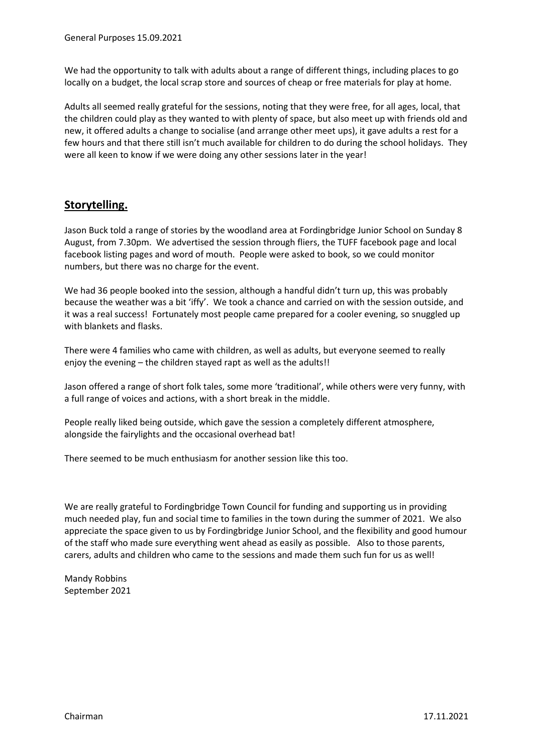We had the opportunity to talk with adults about a range of different things, including places to go locally on a budget, the local scrap store and sources of cheap or free materials for play at home.

Adults all seemed really grateful for the sessions, noting that they were free, for all ages, local, that the children could play as they wanted to with plenty of space, but also meet up with friends old and new, it offered adults a change to socialise (and arrange other meet ups), it gave adults a rest for a few hours and that there still isn't much available for children to do during the school holidays. They were all keen to know if we were doing any other sessions later in the year!

## Storytelling.

Jason Buck told a range of stories by the woodland area at Fordingbridge Junior School on Sunday 8 August, from 7.30pm. We advertised the session through fliers, the TUFF facebook page and local facebook listing pages and word of mouth. People were asked to book, so we could monitor numbers, but there was no charge for the event.

We had 36 people booked into the session, although a handful didn't turn up, this was probably because the weather was a bit 'iffy'. We took a chance and carried on with the session outside, and it was a real success! Fortunately most people came prepared for a cooler evening, so snuggled up with blankets and flasks.

There were 4 families who came with children, as well as adults, but everyone seemed to really enjoy the evening – the children stayed rapt as well as the adults!!

Jason offered a range of short folk tales, some more 'traditional', while others were very funny, with a full range of voices and actions, with a short break in the middle.

People really liked being outside, which gave the session a completely different atmosphere, alongside the fairylights and the occasional overhead bat!

There seemed to be much enthusiasm for another session like this too.

We are really grateful to Fordingbridge Town Council for funding and supporting us in providing much needed play, fun and social time to families in the town during the summer of 2021. We also appreciate the space given to us by Fordingbridge Junior School, and the flexibility and good humour of the staff who made sure everything went ahead as easily as possible. Also to those parents, carers, adults and children who came to the sessions and made them such fun for us as well!

Mandy Robbins
September 2021